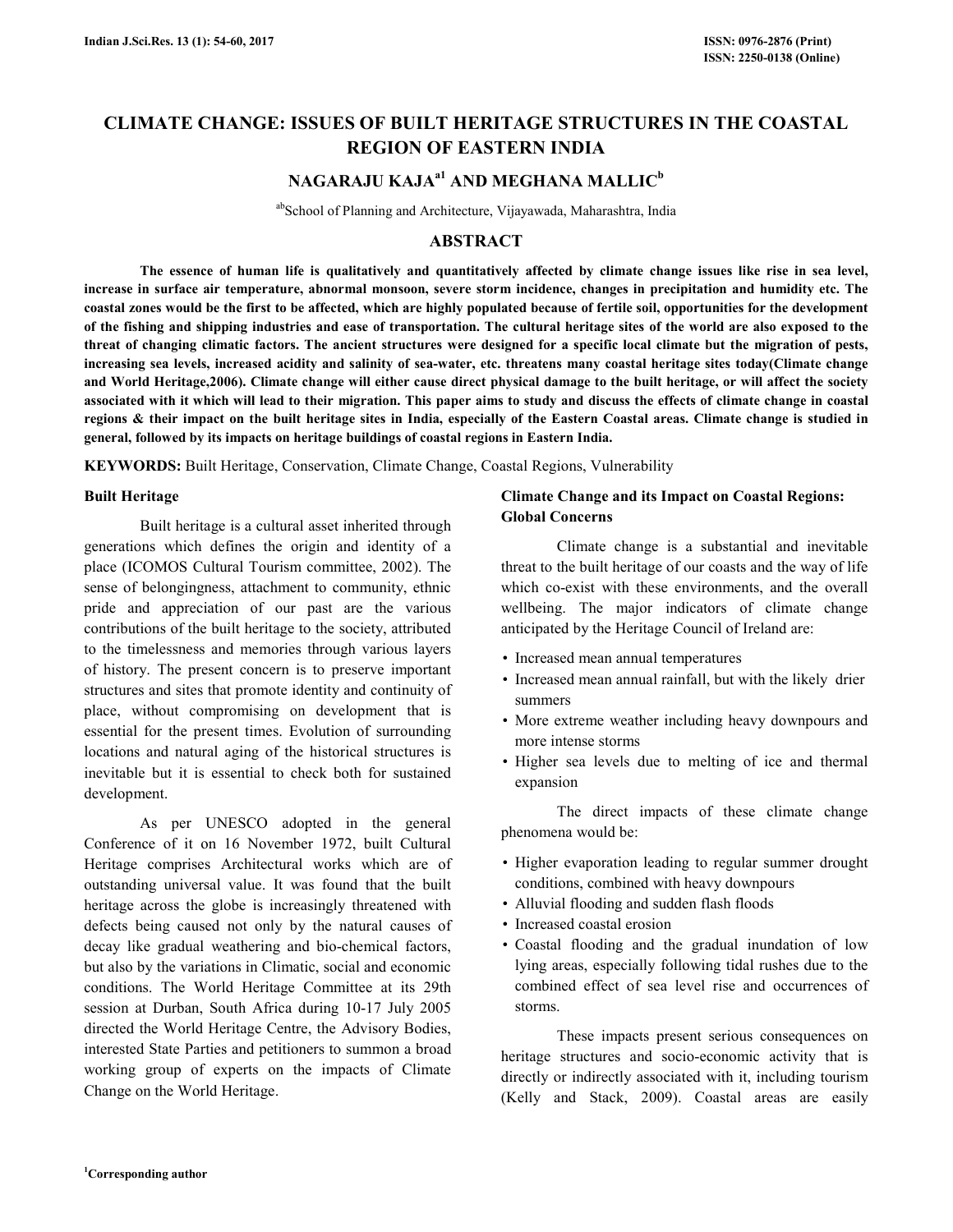# CLIMATE CHANGE: ISSUES OF BUILT HERITAGE STRUCTURES IN THE COASTAL REGION OF EASTERN INDIA

## NAGARAJU KAJA[a1] AND MEGHANA MALLIC[b]

[ab]School of Planning and Architecture, Vijayawada, Maharashtra, India

## ABSTRACT

**The essence of human life is qualitatively and quantitatively affected by climate change issues like rise in sea level, increase in surface air temperature, abnormal monsoon, severe storm incidence, changes in precipitation and humidity etc. The coastal zones would be the first to be affected, which are highly populated because of fertile soil, opportunities for the development of the fishing and shipping industries and ease of transportation. The cultural heritage sites of the world are also exposed to the threat of changing climatic factors. The ancient structures were designed for a specific local climate but the migration of pests, increasing sea levels, increased acidity and salinity of sea-water, etc. threatens many coastal heritage sites today(Climate change and World Heritage,2006). Climate change will either cause direct physical damage to the built heritage, or will affect the society associated with it which will lead to their migration. This paper aims to study and discuss the effects of climate change in coastal regions & their impact on the built heritage sites in India, especially of the Eastern Coastal areas. Climate change is studied in general, followed by its impacts on heritage buildings of coastal regions in Eastern India.**

**KEYWORDS:** Built Heritage, Conservation, Climate Change, Coastal Regions, Vulnerability

### Built Heritage

Built heritage is a cultural asset inherited through generations which defines the origin and identity of a place (ICOMOS Cultural Tourism committee, 2002). The sense of belongingness, attachment to community, ethnic pride and appreciation of our past are the various contributions of the built heritage to the society, attributed to the timelessness and memories through various layers of history. The present concern is to preserve important structures and sites that promote identity and continuity of place, without compromising on development that is essential for the present times. Evolution of surrounding locations and natural aging of the historical structures is inevitable but it is essential to check both for sustained development.

As per UNESCO adopted in the general Conference of it on 16 November 1972, built Cultural Heritage comprises Architectural works which are of outstanding universal value. It was found that the built heritage across the globe is increasingly threatened with defects being caused not only by the natural causes of decay like gradual weathering and bio-chemical factors, but also by the variations in Climatic, social and economic conditions. The World Heritage Committee at its 29th session at Durban, South Africa during 10-17 July 2005 directed the World Heritage Centre, the Advisory Bodies, interested State Parties and petitioners to summon a broad working group of experts on the impacts of Climate Change on the World Heritage.

### Climate Change and its Impact on Coastal Regions: Global Concerns

Climate change is a substantial and inevitable threat to the built heritage of our coasts and the way of life which co-exist with these environments, and the overall wellbeing. The major indicators of climate change anticipated by the Heritage Council of Ireland are:

- Increased mean annual temperatures
- Increased mean annual rainfall, but with the likely drier summers
- More extreme weather including heavy downpours and more intense storms
- Higher sea levels due to melting of ice and thermal expansion

The direct impacts of these climate change phenomena would be:

- Higher evaporation leading to regular summer drought conditions, combined with heavy downpours
- Alluvial flooding and sudden flash floods
- Increased coastal erosion
- Coastal flooding and the gradual inundation of low lying areas, especially following tidal rushes due to the combined effect of sea level rise and occurrences of storms.

These impacts present serious consequences on heritage structures and socio-economic activity that is directly or indirectly associated with it, including tourism (Kelly and Stack, 2009). Coastal areas are easily

[1]Corresponding author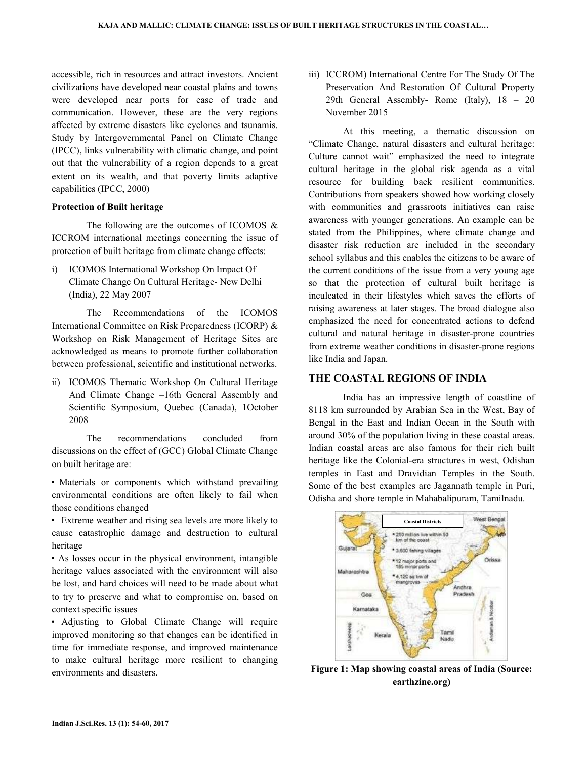accessible, rich in resources and attract investors. Ancient civilizations have developed near coastal plains and towns were developed near ports for ease of trade and communication. However, these are the very regions affected by extreme disasters like cyclones and tsunamis. Study by Intergovernmental Panel on Climate Change (IPCC), links vulnerability with climatic change, and point out that the vulnerability of a region depends to a great extent on its wealth, and that poverty limits adaptive capabilities (IPCC, 2000)

**Protection of Built heritage**

The following are the outcomes of ICOMOS & ICCROM international meetings concerning the issue of protection of built heritage from climate change effects:

i) ICOMOS International Workshop On Impact Of Climate Change On Cultural Heritage- New Delhi (India), 22 May 2007

The Recommendations of the ICOMOS International Committee on Risk Preparedness (ICORP) & Workshop on Risk Management of Heritage Sites are acknowledged as means to promote further collaboration between professional, scientific and institutional networks.

ii) ICOMOS Thematic Workshop On Cultural Heritage And Climate Change –16th General Assembly and Scientific Symposium, Quebec (Canada), 1October 2008

The recommendations concluded from discussions on the effect of (GCC) Global Climate Change on built heritage are:

- Materials or components which withstand prevailing environmental conditions are often likely to fail when those conditions changed
- Extreme weather and rising sea levels are more likely to cause catastrophic damage and destruction to cultural heritage
- As losses occur in the physical environment, intangible heritage values associated with the environment will also be lost, and hard choices will need to be made about what to try to preserve and what to compromise on, based on context specific issues
- Adjusting to Global Climate Change will require improved monitoring so that changes can be identified in time for immediate response, and improved maintenance to make cultural heritage more resilient to changing environments and disasters.

iii) ICCROM) International Centre For The Study Of The Preservation And Restoration Of Cultural Property 29th General Assembly- Rome (Italy), 18 – 20 November 2015

At this meeting, a thematic discussion on "Climate Change, natural disasters and cultural heritage: Culture cannot wait" emphasized the need to integrate cultural heritage in the global risk agenda as a vital resource for building back resilient communities. Contributions from speakers showed how working closely with communities and grassroots initiatives can raise awareness with younger generations. An example can be stated from the Philippines, where climate change and disaster risk reduction are included in the secondary school syllabus and this enables the citizens to be aware of the current conditions of the issue from a very young age so that the protection of cultural built heritage is inculcated in their lifestyles which saves the efforts of raising awareness at later stages. The broad dialogue also emphasized the need for concentrated actions to defend cultural and natural heritage in disaster-prone countries from extreme weather conditions in disaster-prone regions like India and Japan.

## THE COASTAL REGIONS OF INDIA

India has an impressive length of coastline of 8118 km surrounded by Arabian Sea in the West, Bay of Bengal in the East and Indian Ocean in the South with around 30% of the population living in these coastal areas. Indian coastal areas are also famous for their rich built heritage like the Colonial-era structures in west, Odishan temples in East and Dravidian Temples in the South. Some of the best examples are Jagannath temple in Puri, Odisha and shore temple in Mahabalipuram, Tamilnadu.

**Figure 1: Map showing coastal areas of India (Source: earthzine.org)**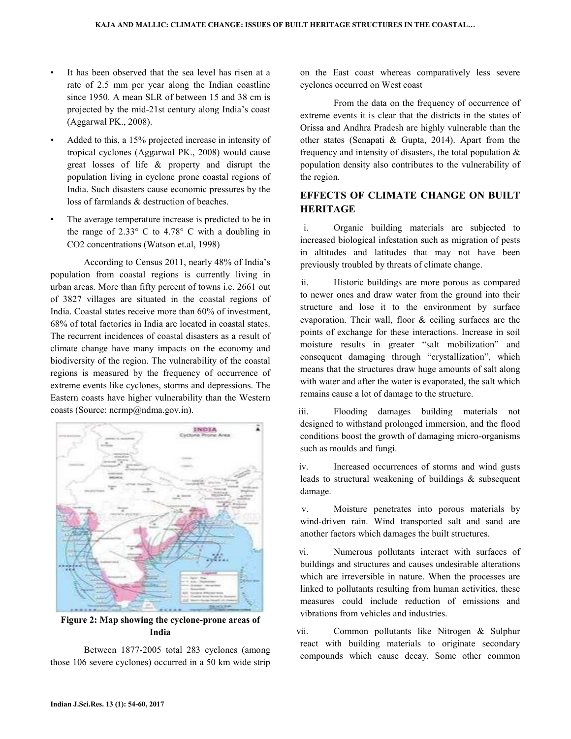- It has been observed that the sea level has risen at a rate of 2.5 mm per year along the Indian coastline since 1950. A mean SLR of between 15 and 38 cm is projected by the mid-21st century along India's coast (Aggarwal PK., 2008).
- Added to this, a 15% projected increase in intensity of tropical cyclones (Aggarwal PK., 2008) would cause great losses of life & property and disrupt the population living in cyclone prone coastal regions of India. Such disasters cause economic pressures by the loss of farmlands & destruction of beaches.
- The average temperature increase is predicted to be in the range of 2.33° C to 4.78° C with a doubling in CO2 concentrations (Watson et.al, 1998)

According to Census 2011, nearly 48% of India's population from coastal regions is currently living in urban areas. More than fifty percent of towns i.e. 2661 out of 3827 villages are situated in the coastal regions of India. Coastal states receive more than 60% of investment, 68% of total factories in India are located in coastal states. The recurrent incidences of coastal disasters as a result of climate change have many impacts on the economy and biodiversity of the region. The vulnerability of the coastal regions is measured by the frequency of occurrence of extreme events like cyclones, storms and depressions. The Eastern coasts have higher vulnerability than the Western coasts (Source: ncrmp@ndma.gov.in).

**Figure 2: Map showing the cyclone-prone areas of India**

Between 1877-2005 total 283 cyclones (among those 106 severe cyclones) occurred in a 50 km wide strip on the East coast whereas comparatively less severe cyclones occurred on West coast

From the data on the frequency of occurrence of extreme events it is clear that the districts in the states of Orissa and Andhra Pradesh are highly vulnerable than the other states (Senapati & Gupta, 2014). Apart from the frequency and intensity of disasters, the total population & population density also contributes to the vulnerability of the region.

## EFFECTS OF CLIMATE CHANGE ON BUILT HERITAGE

i. Organic building materials are subjected to increased biological infestation such as migration of pests in altitudes and latitudes that may not have been previously troubled by threats of climate change.

ii. Historic buildings are more porous as compared to newer ones and draw water from the ground into their structure and lose it to the environment by surface evaporation. Their wall, floor & ceiling surfaces are the points of exchange for these interactions. Increase in soil moisture results in greater "salt mobilization" and consequent damaging through "crystallization", which means that the structures draw huge amounts of salt along with water and after the water is evaporated, the salt which remains cause a lot of damage to the structure.

iii. Flooding damages building materials not designed to withstand prolonged immersion, and the flood conditions boost the growth of damaging micro-organisms such as moulds and fungi.

iv. Increased occurrences of storms and wind gusts leads to structural weakening of buildings & subsequent damage.

v. Moisture penetrates into porous materials by wind-driven rain. Wind transported salt and sand are another factors which damages the built structures.

vi. Numerous pollutants interact with surfaces of buildings and structures and causes undesirable alterations which are irreversible in nature. When the processes are linked to pollutants resulting from human activities, these measures could include reduction of emissions and vibrations from vehicles and industries.

vii. Common pollutants like Nitrogen & Sulphur react with building materials to originate secondary compounds which cause decay. Some other common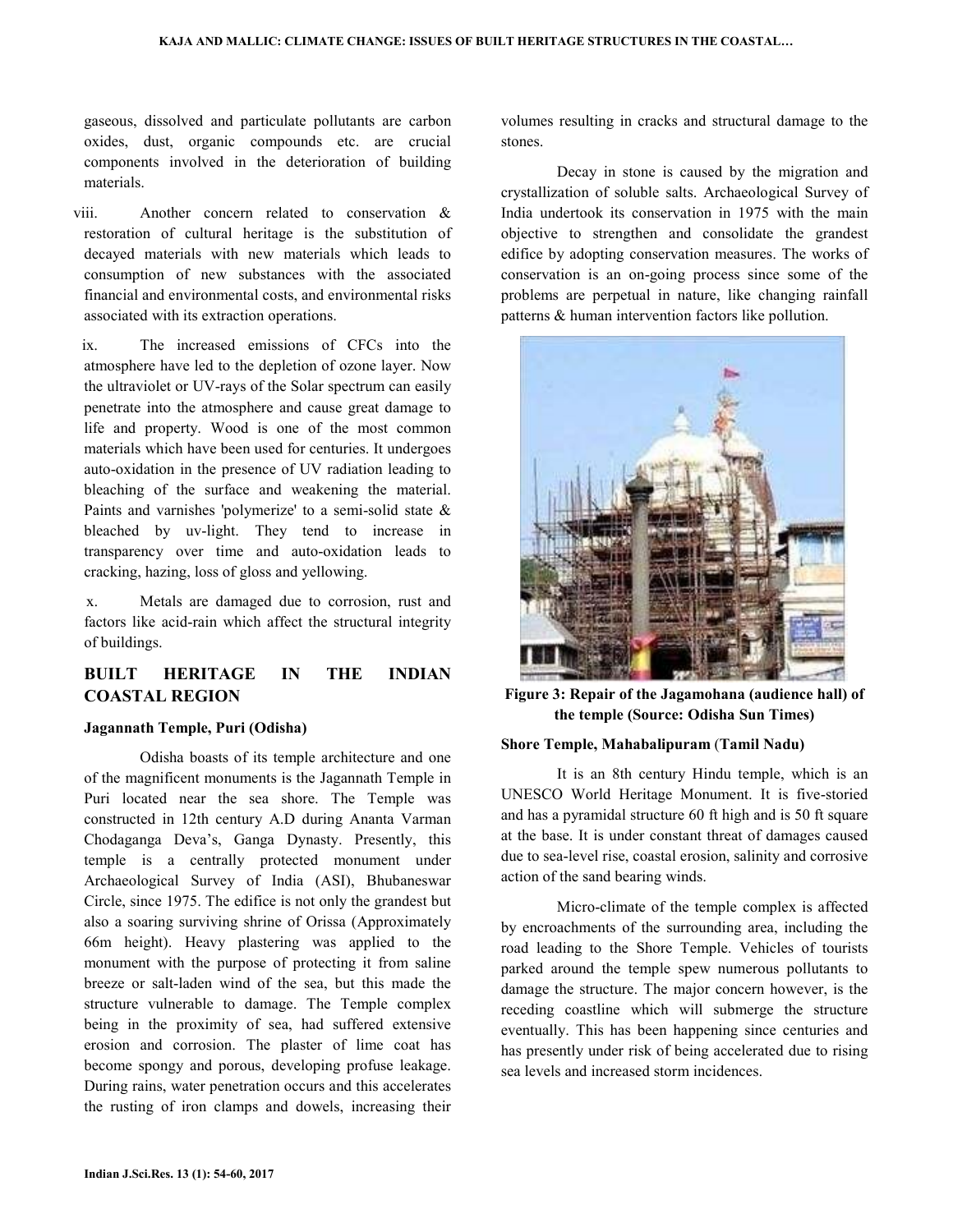gaseous, dissolved and particulate pollutants are carbon oxides, dust, organic compounds etc. are crucial components involved in the deterioration of building materials.

viii. Another concern related to conservation & restoration of cultural heritage is the substitution of decayed materials with new materials which leads to consumption of new substances with the associated financial and environmental costs, and environmental risks associated with its extraction operations.

ix. The increased emissions of CFCs into the atmosphere have led to the depletion of ozone layer. Now the ultraviolet or UV-rays of the Solar spectrum can easily penetrate into the atmosphere and cause great damage to life and property. Wood is one of the most common materials which have been used for centuries. It undergoes auto-oxidation in the presence of UV radiation leading to bleaching of the surface and weakening the material. Paints and varnishes 'polymerize' to a semi-solid state & bleached by uv-light. They tend to increase in transparency over time and auto-oxidation leads to cracking, hazing, loss of gloss and yellowing.

x. Metals are damaged due to corrosion, rust and factors like acid-rain which affect the structural integrity of buildings.

## BUILT HERITAGE IN THE INDIAN COASTAL REGION

### Jagannath Temple, Puri (Odisha)

Odisha boasts of its temple architecture and one of the magnificent monuments is the Jagannath Temple in Puri located near the sea shore. The Temple was constructed in 12th century A.D during Ananta Varman Chodaganga Deva's, Ganga Dynasty. Presently, this temple is a centrally protected monument under Archaeological Survey of India (ASI), Bhubaneswar Circle, since 1975. The edifice is not only the grandest but also a soaring surviving shrine of Orissa (Approximately 66m height). Heavy plastering was applied to the monument with the purpose of protecting it from saline breeze or salt-laden wind of the sea, but this made the structure vulnerable to damage. The Temple complex being in the proximity of sea, had suffered extensive erosion and corrosion. The plaster of lime coat has become spongy and porous, developing profuse leakage. During rains, water penetration occurs and this accelerates the rusting of iron clamps and dowels, increasing their volumes resulting in cracks and structural damage to the stones.

Decay in stone is caused by the migration and crystallization of soluble salts. Archaeological Survey of India undertook its conservation in 1975 with the main objective to strengthen and consolidate the grandest edifice by adopting conservation measures. The works of conservation is an on-going process since some of the problems are perpetual in nature, like changing rainfall patterns & human intervention factors like pollution.

**Figure 3: Repair of the Jagamohana (audience hall) of the temple (Source: Odisha Sun Times)**

### Shore Temple, Mahabalipuram (Tamil Nadu)

It is an 8th century Hindu temple, which is an UNESCO World Heritage Monument. It is five-storied and has a pyramidal structure 60 ft high and is 50 ft square at the base. It is under constant threat of damages caused due to sea-level rise, coastal erosion, salinity and corrosive action of the sand bearing winds.

Micro-climate of the temple complex is affected by encroachments of the surrounding area, including the road leading to the Shore Temple. Vehicles of tourists parked around the temple spew numerous pollutants to damage the structure. The major concern however, is the receding coastline which will submerge the structure eventually. This has been happening since centuries and has presently under risk of being accelerated due to rising sea levels and increased storm incidences.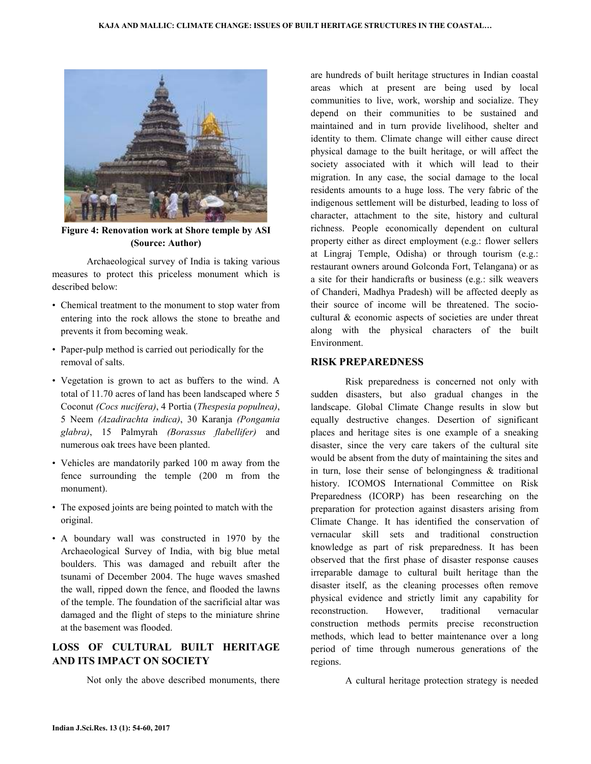**Figure 4: Renovation work at Shore temple by ASI (Source: Author)**

Archaeological survey of India is taking various measures to protect this priceless monument which is described below:

- Chemical treatment to the monument to stop water from entering into the rock allows the stone to breathe and prevents it from becoming weak.
- Paper-pulp method is carried out periodically for the removal of salts.
- Vegetation is grown to act as buffers to the wind. A total of 11.70 acres of land has been landscaped where 5 Coconut *(Cocs nucifera)*, 4 Portia (*Thespesia populnea)*, 5 Neem *(Azadirachta indica)*, 30 Karanja *(Pongamia glabra)*, 15 Palmyrah *(Borassus flabellifer)* and numerous oak trees have been planted.
- Vehicles are mandatorily parked 100 m away from the fence surrounding the temple (200 m from the monument).
- The exposed joints are being pointed to match with the original.
- A boundary wall was constructed in 1970 by the Archaeological Survey of India, with big blue metal boulders. This was damaged and rebuilt after the tsunami of December 2004. The huge waves smashed the wall, ripped down the fence, and flooded the lawns of the temple. The foundation of the sacrificial altar was damaged and the flight of steps to the miniature shrine at the basement was flooded.

## LOSS OF CULTURAL BUILT HERITAGE AND ITS IMPACT ON SOCIETY

Not only the above described monuments, there are hundreds of built heritage structures in Indian coastal areas which at present are being used by local communities to live, work, worship and socialize. They depend on their communities to be sustained and maintained and in turn provide livelihood, shelter and identity to them. Climate change will either cause direct physical damage to the built heritage, or will affect the society associated with it which will lead to their migration. In any case, the social damage to the local residents amounts to a huge loss. The very fabric of the indigenous settlement will be disturbed, leading to loss of character, attachment to the site, history and cultural richness. People economically dependent on cultural property either as direct employment (e.g.: flower sellers at Lingraj Temple, Odisha) or through tourism (e.g.: restaurant owners around Golconda Fort, Telangana) or as a site for their handicrafts or business (e.g.: silk weavers of Chanderi, Madhya Pradesh) will be affected deeply as their source of income will be threatened. The socio-cultural & economic aspects of societies are under threat along with the physical characters of the built Environment.

## RISK PREPAREDNESS

Risk preparedness is concerned not only with sudden disasters, but also gradual changes in the landscape. Global Climate Change results in slow but equally destructive changes. Desertion of significant places and heritage sites is one example of a sneaking disaster, since the very care takers of the cultural site would be absent from the duty of maintaining the sites and in turn, lose their sense of belongingness & traditional history. ICOMOS International Committee on Risk Preparedness (ICORP) has been researching on the preparation for protection against disasters arising from Climate Change. It has identified the conservation of vernacular skill sets and traditional construction knowledge as part of risk preparedness. It has been observed that the first phase of disaster response causes irreparable damage to cultural built heritage than the disaster itself, as the cleaning processes often remove physical evidence and strictly limit any capability for reconstruction. However, traditional vernacular construction methods permits precise reconstruction methods, which lead to better maintenance over a long period of time through numerous generations of the regions.

A cultural heritage protection strategy is needed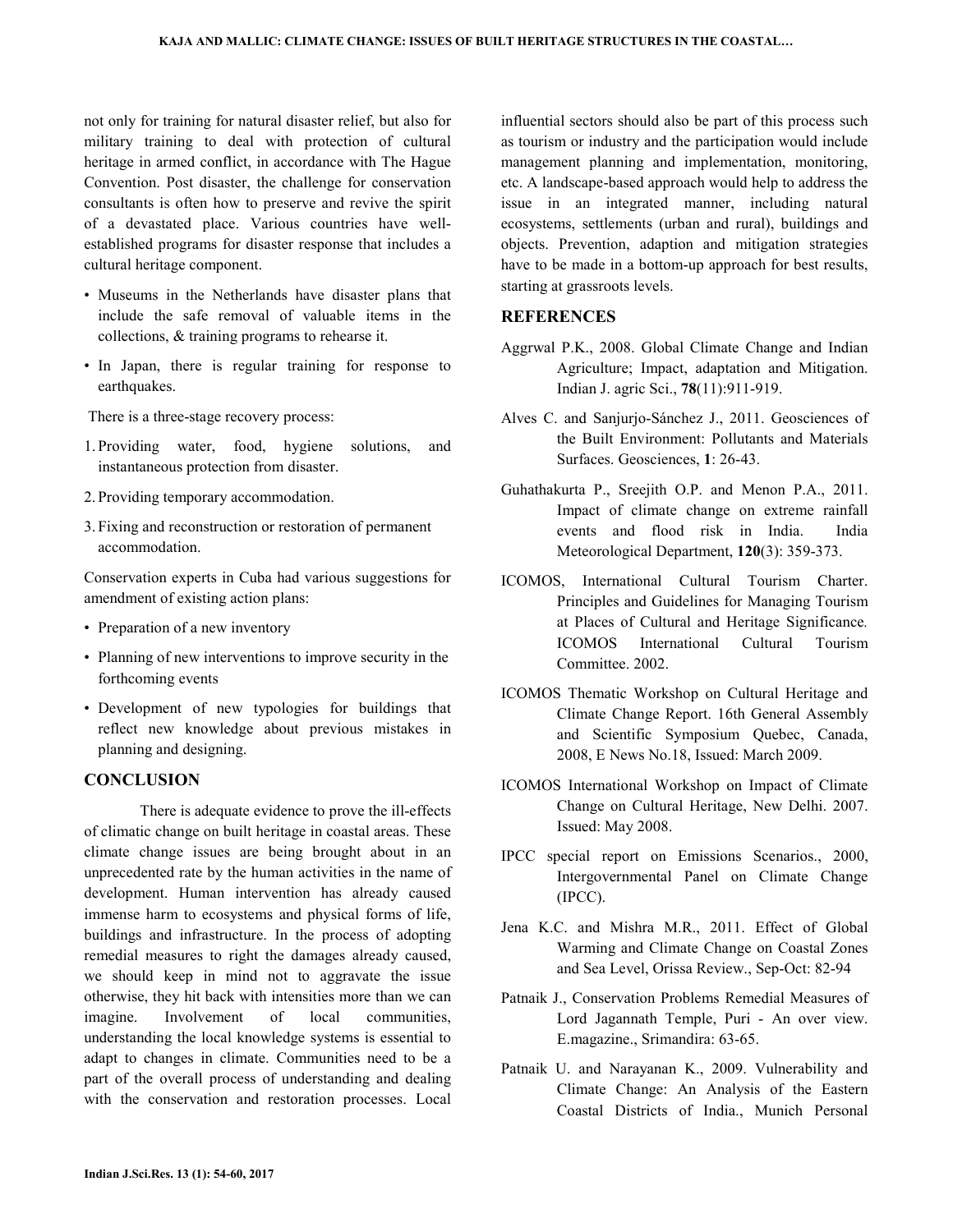not only for training for natural disaster relief, but also for military training to deal with protection of cultural heritage in armed conflict, in accordance with The Hague Convention. Post disaster, the challenge for conservation consultants is often how to preserve and revive the spirit of a devastated place. Various countries have well-established programs for disaster response that includes a cultural heritage component.

- Museums in the Netherlands have disaster plans that include the safe removal of valuable items in the collections, & training programs to rehearse it.
- In Japan, there is regular training for response to earthquakes.

There is a three-stage recovery process:

1. Providing water, food, hygiene solutions, and instantaneous protection from disaster.
2. Providing temporary accommodation.
3. Fixing and reconstruction or restoration of permanent accommodation.

Conservation experts in Cuba had various suggestions for amendment of existing action plans:

- Preparation of a new inventory
- Planning of new interventions to improve security in the forthcoming events
- Development of new typologies for buildings that reflect new knowledge about previous mistakes in planning and designing.

## CONCLUSION

There is adequate evidence to prove the ill-effects of climatic change on built heritage in coastal areas. These climate change issues are being brought about in an unprecedented rate by the human activities in the name of development. Human intervention has already caused immense harm to ecosystems and physical forms of life, buildings and infrastructure. In the process of adopting remedial measures to right the damages already caused, we should keep in mind not to aggravate the issue otherwise, they hit back with intensities more than we can imagine. Involvement of local communities, understanding the local knowledge systems is essential to adapt to changes in climate. Communities need to be a part of the overall process of understanding and dealing with the conservation and restoration processes. Local influential sectors should also be part of this process such as tourism or industry and the participation would include management planning and implementation, monitoring, etc. A landscape-based approach would help to address the issue in an integrated manner, including natural ecosystems, settlements (urban and rural), buildings and objects. Prevention, adaption and mitigation strategies have to be made in a bottom-up approach for best results, starting at grassroots levels.

## REFERENCES

Aggrwal P.K., 2008. Global Climate Change and Indian Agriculture; Impact, adaptation and Mitigation. Indian J. agric Sci., **78**(11):911-919.

Alves C. and Sanjurjo-Sánchez J., 2011. Geosciences of the Built Environment: Pollutants and Materials Surfaces. Geosciences, **1**: 26-43.

Guhathakurta P., Sreejith O.P. and Menon P.A., 2011. Impact of climate change on extreme rainfall events and flood risk in India. India Meteorological Department, **120**(3): 359-373.

ICOMOS, International Cultural Tourism Charter. Principles and Guidelines for Managing Tourism at Places of Cultural and Heritage Significance. ICOMOS International Cultural Tourism Committee. 2002.

ICOMOS Thematic Workshop on Cultural Heritage and Climate Change Report. 16th General Assembly and Scientific Symposium Quebec, Canada, 2008, E News No.18, Issued: March 2009.

ICOMOS International Workshop on Impact of Climate Change on Cultural Heritage, New Delhi. 2007. Issued: May 2008.

IPCC special report on Emissions Scenarios., 2000, Intergovernmental Panel on Climate Change (IPCC).

Jena K.C. and Mishra M.R., 2011. Effect of Global Warming and Climate Change on Coastal Zones and Sea Level, Orissa Review., Sep-Oct: 82-94

Patnaik J., Conservation Problems Remedial Measures of Lord Jagannath Temple, Puri - An over view. E.magazine., Srimandira: 63-65.

Patnaik U. and Narayanan K., 2009. Vulnerability and Climate Change: An Analysis of the Eastern Coastal Districts of India., Munich Personal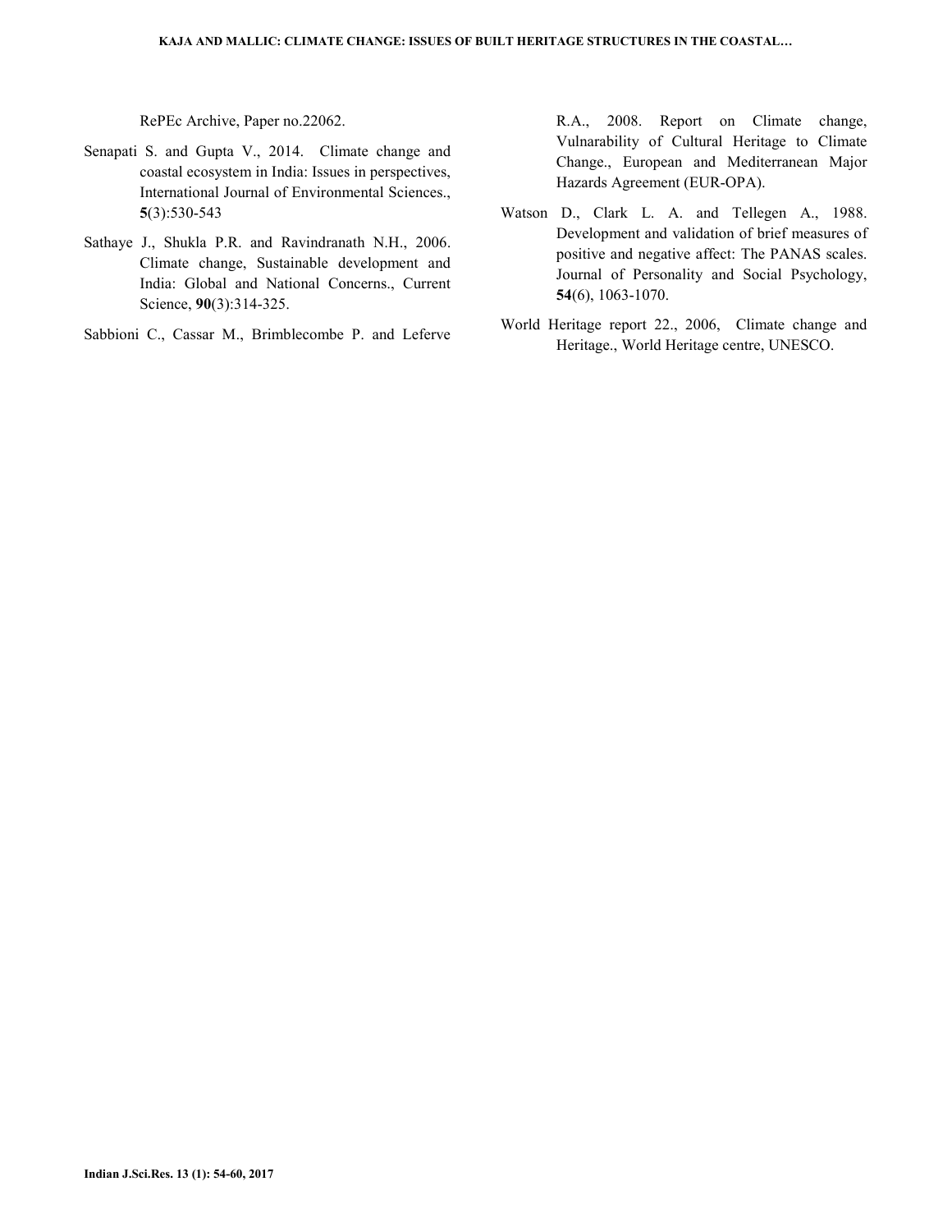RePEc Archive, Paper no.22062.

Senapati S. and Gupta V., 2014. Climate change and coastal ecosystem in India: Issues in perspectives, International Journal of Environmental Sciences., **5**(3):530-543

Sathaye J., Shukla P.R. and Ravindranath N.H., 2006. Climate change, Sustainable development and India: Global and National Concerns., Current Science, **90**(3):314-325.

Sabbioni C., Cassar M., Brimblecombe P. and Leferve R.A., 2008. Report on Climate change, Vulnarability of Cultural Heritage to Climate Change., European and Mediterranean Major Hazards Agreement (EUR-OPA).

Watson D., Clark L. A. and Tellegen A., 1988. Development and validation of brief measures of positive and negative affect: The PANAS scales. Journal of Personality and Social Psychology, **54**(6), 1063-1070.

World Heritage report 22., 2006, Climate change and Heritage., World Heritage centre, UNESCO.